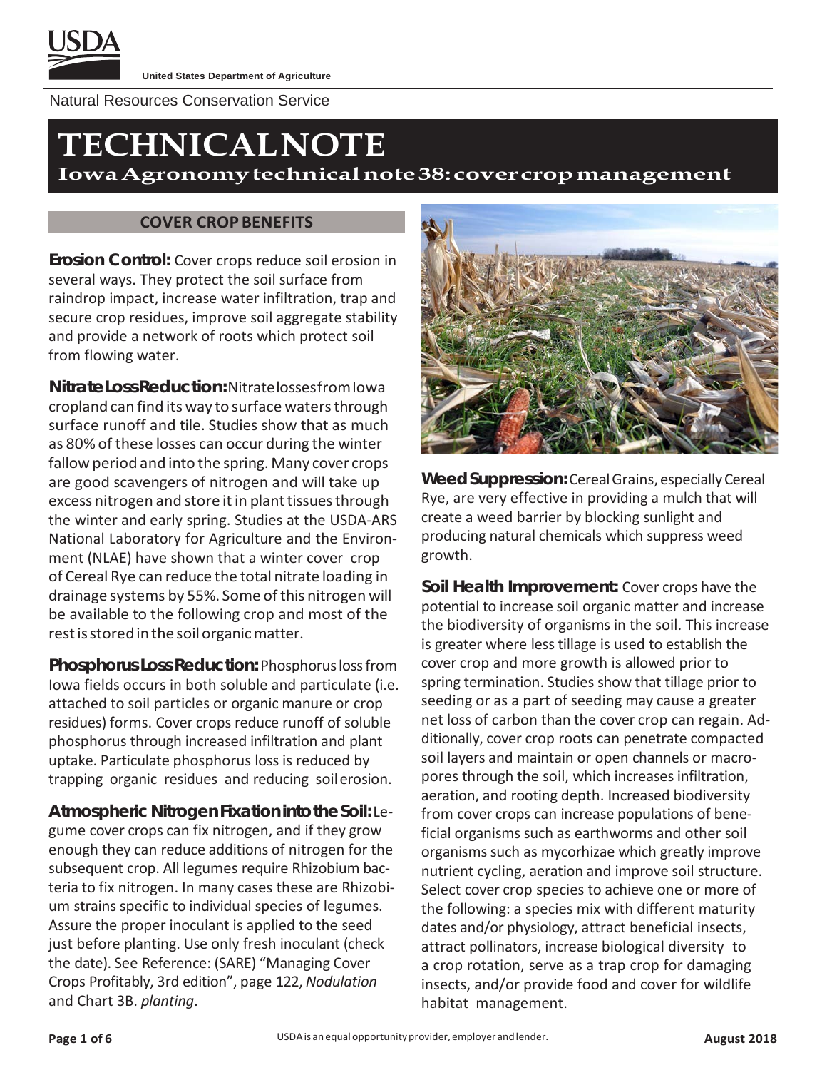United States Department of Agriculture

Natural Resources Conservation Service

# TECHNICAL NOTE

## Iowa Agronomy technical note 38: cover crop management

### COVER CROP BENEFITS

**Erosion Control:** Cover crops reduce soil erosion in several ways. They protect the soil surface from raindrop impact, increase water infiltration, trap and secure crop residues, improve soil aggregate stability and provide a network of roots which protect soil from flowing water.

**Nitrate Loss Reduction:** Nitrate losses from Iowa cropland can find its way to surface waters through surface runoff and tile. Studies show that as much as 80% of these losses can occur during the winter fallow period and into the spring. Many cover crops are good scavengers of nitrogen and will take up excess nitrogen and store it in plant tissues through the winter and early spring. Studies at the USDA-ARS National Laboratory for Agriculture and the Environment (NLAE) have shown that a winter cover crop of Cereal Rye can reduce the total nitrate loading in drainage systems by 55%. Some of this nitrogen will be available to the following crop and most of the rest is stored in the soil organic matter.

**Phosphorus Loss Reduction:** Phosphorus loss from Iowa fields occurs in both soluble and particulate (i.e. attached to soil particles or organic manure or crop residues) forms. Cover crops reduce runoff of soluble phosphorus through increased infiltration and plant uptake. Particulate phosphorus loss is reduced by trapping organic residues and reducing soil erosion.

**Atmospheric Nitrogen Fixation into the Soil:** Legume cover crops can fix nitrogen, and if they grow enough they can reduce additions of nitrogen for the subsequent crop. All legumes require Rhizobium bacteria to fix nitrogen. In many cases these are Rhizobium strains specific to individual species of legumes. Assure the proper inoculant is applied to the seed just before planting. Use only fresh inoculant (check the date). See Reference: (SARE) "Managing Cover Crops Profitably, 3rd edition", page 122, *Nodulation* and Chart 3B. *planting*.

**Weed Suppression:** Cereal Grains, especially Cereal Rye, are very effective in providing a mulch that will create a weed barrier by blocking sunlight and producing natural chemicals which suppress weed growth.

**Soil Health Improvement:** Cover crops have the potential to increase soil organic matter and increase the biodiversity of organisms in the soil. This increase is greater where less tillage is used to establish the cover crop and more growth is allowed prior to spring termination. Studies show that tillage prior to seeding or as a part of seeding may cause a greater net loss of carbon than the cover crop can regain. Additionally, cover crop roots can penetrate compacted soil layers and maintain or open channels or macropores through the soil, which increases infiltration, aeration, and rooting depth. Increased biodiversity from cover crops can increase populations of beneficial organisms such as earthworms and other soil organisms such as mycorhizae which greatly improve nutrient cycling, aeration and improve soil structure. Select cover crop species to achieve one or more of the following: a species mix with different maturity dates and/or physiology, attract beneficial insects, attract pollinators, increase biological diversity to a crop rotation, serve as a trap crop for damaging insects, and/or provide food and cover for wildlife habitat management.

USDA is an equal opportunity provider, employer and lender.

August 2018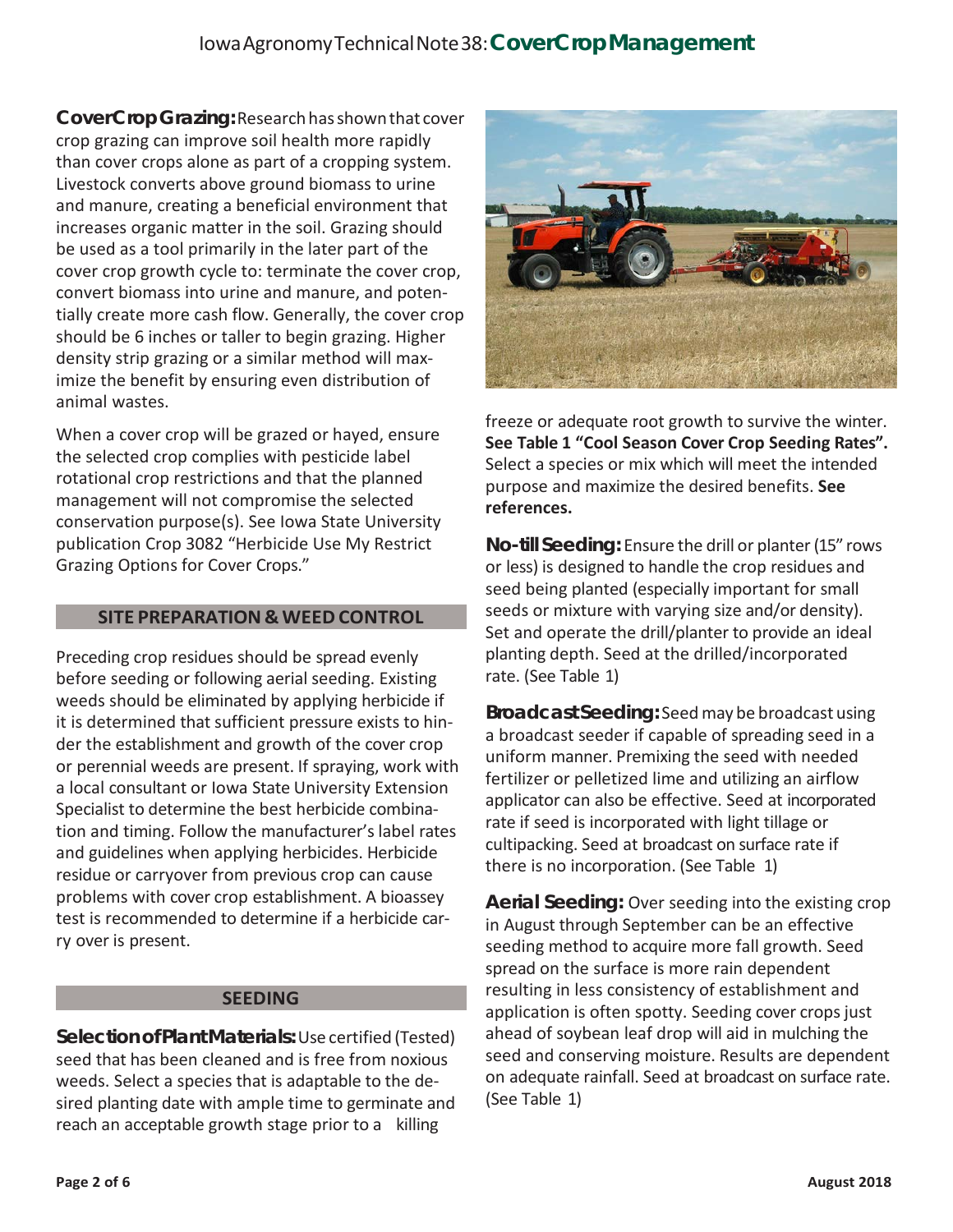**Cover Crop Grazing:** Research has shown that cover crop grazing can improve soil health more rapidly than cover crops alone as part of a cropping system. Livestock converts above ground biomass to urine and manure, creating a beneficial environment that increases organic matter in the soil. Grazing should be used as a tool primarily in the later part of the cover crop growth cycle to: terminate the cover crop, convert biomass into urine and manure, and potentially create more cash flow. Generally, the cover crop should be 6 inches or taller to begin grazing. Higher density strip grazing or a similar method will maximize the benefit by ensuring even distribution of animal wastes.

When a cover crop will be grazed or hayed, ensure the selected crop complies with pesticide label rotational crop restrictions and that the planned management will not compromise the selected conservation purpose(s). See Iowa State University publication Crop 3082 "Herbicide Use My Restrict Grazing Options for Cover Crops."

## SITE PREPARATION & WEED CONTROL

Preceding crop residues should be spread evenly before seeding or following aerial seeding. Existing weeds should be eliminated by applying herbicide if it is determined that sufficient pressure exists to hinder the establishment and growth of the cover crop or perennial weeds are present. If spraying, work with a local consultant or Iowa State University Extension Specialist to determine the best herbicide combination and timing. Follow the manufacturer's label rates and guidelines when applying herbicides. Herbicide residue or carryover from previous crop can cause problems with cover crop establishment. A bioassey test is recommended to determine if a herbicide carry over is present.

## SEEDING

**Selection of Plant Materials:** Use certified (Tested) seed that has been cleaned and is free from noxious weeds. Select a species that is adaptable to the desired planting date with ample time to germinate and reach an acceptable growth stage prior to a killing freeze or adequate root growth to survive the winter. **See Table 1 "Cool Season Cover Crop Seeding Rates".** Select a species or mix which will meet the intended purpose and maximize the desired benefits. **See references.**

**No-till Seeding:** Ensure the drill or planter (15" rows or less) is designed to handle the crop residues and seed being planted (especially important for small seeds or mixture with varying size and/or density). Set and operate the drill/planter to provide an ideal planting depth. Seed at the drilled/incorporated rate. (See Table 1)

**Broadcast Seeding:** Seed may be broadcast using a broadcast seeder if capable of spreading seed in a uniform manner. Premixing the seed with needed fertilizer or pelletized lime and utilizing an airflow applicator can also be effective. Seed at incorporated rate if seed is incorporated with light tillage or cultipacking. Seed at broadcast on surface rate if there is no incorporation. (See Table 1)

**Aerial Seeding:** Over seeding into the existing crop in August through September can be an effective seeding method to acquire more fall growth. Seed spread on the surface is more rain dependent resulting in less consistency of establishment and application is often spotty. Seeding cover crops just ahead of soybean leaf drop will aid in mulching the seed and conserving moisture. Results are dependent on adequate rainfall. Seed at broadcast on surface rate. (See Table 1)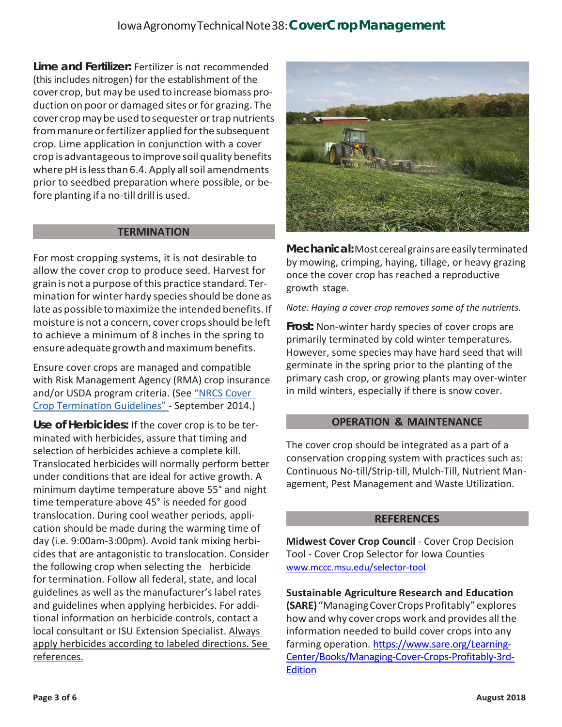**Lime and Fertilizer:** Fertilizer is not recommended (this includes nitrogen) for the establishment of the cover crop, but may be used to increase biomass production on poor or damaged sites or for grazing. The cover crop may be used to sequester or trap nutrients from manure or fertilizer applied for the subsequent crop. Lime application in conjunction with a cover crop is advantageous to improve soil quality benefits where pH is less than 6.4. Apply all soil amendments prior to seedbed preparation where possible, or before planting if a no-till drill is used.

## TERMINATION

For most cropping systems, it is not desirable to allow the cover crop to produce seed. Harvest for grain is not a purpose of this practice standard. Termination for winter hardy species should be done as late as possible to maximize the intended benefits. If moisture is not a concern, cover crops should be left to achieve a minimum of 8 inches in the spring to ensure adequate growth and maximum benefits.

Ensure cover crops are managed and compatible with Risk Management Agency (RMA) crop insurance and/or USDA program criteria. (See "NRCS Cover Crop Termination Guidelines" - September 2014.)

**Use of Herbicides:** If the cover crop is to be terminated with herbicides, assure that timing and selection of herbicides achieve a complete kill. Translocated herbicides will normally perform better under conditions that are ideal for active growth. A minimum daytime temperature above 55° and night time temperature above 45° is needed for good translocation. During cool weather periods, application should be made during the warming time of day (i.e. 9:00am-3:00pm). Avoid tank mixing herbicides that are antagonistic to translocation. Consider the following crop when selecting the herbicide for termination. Follow all federal, state, and local guidelines as well as the manufacturer's label rates and guidelines when applying herbicides. For additional information on herbicide controls, contact a local consultant or ISU Extension Specialist. Always apply herbicides according to labeled directions. See references.

**Mechanical:** Most cereal grains are easily terminated by mowing, crimping, haying, tillage, or heavy grazing once the cover crop has reached a reproductive growth stage.

*Note: Haying a cover crop removes some of the nutrients.*

**Frost:** Non-winter hardy species of cover crops are primarily terminated by cold winter temperatures. However, some species may have hard seed that will germinate in the spring prior to the planting of the primary cash crop, or growing plants may over-winter in mild winters, especially if there is snow cover.

## OPERATION & MAINTENANCE

The cover crop should be integrated as a part of a conservation cropping system with practices such as: Continuous No-till/Strip-till, Mulch-Till, Nutrient Management, Pest Management and Waste Utilization.

## REFERENCES

**Midwest Cover Crop Council** - Cover Crop Decision Tool - Cover Crop Selector for Iowa Counties www.mccc.msu.edu/selector-tool

**Sustainable Agriculture Research and Education (SARE)** "Managing Cover Crops Profitably" explores how and why cover crops work and provides all the information needed to build cover crops into any farming operation. https://www.sare.org/Learning-Center/Books/Managing-Cover-Crops-Profitably-3rd-Edition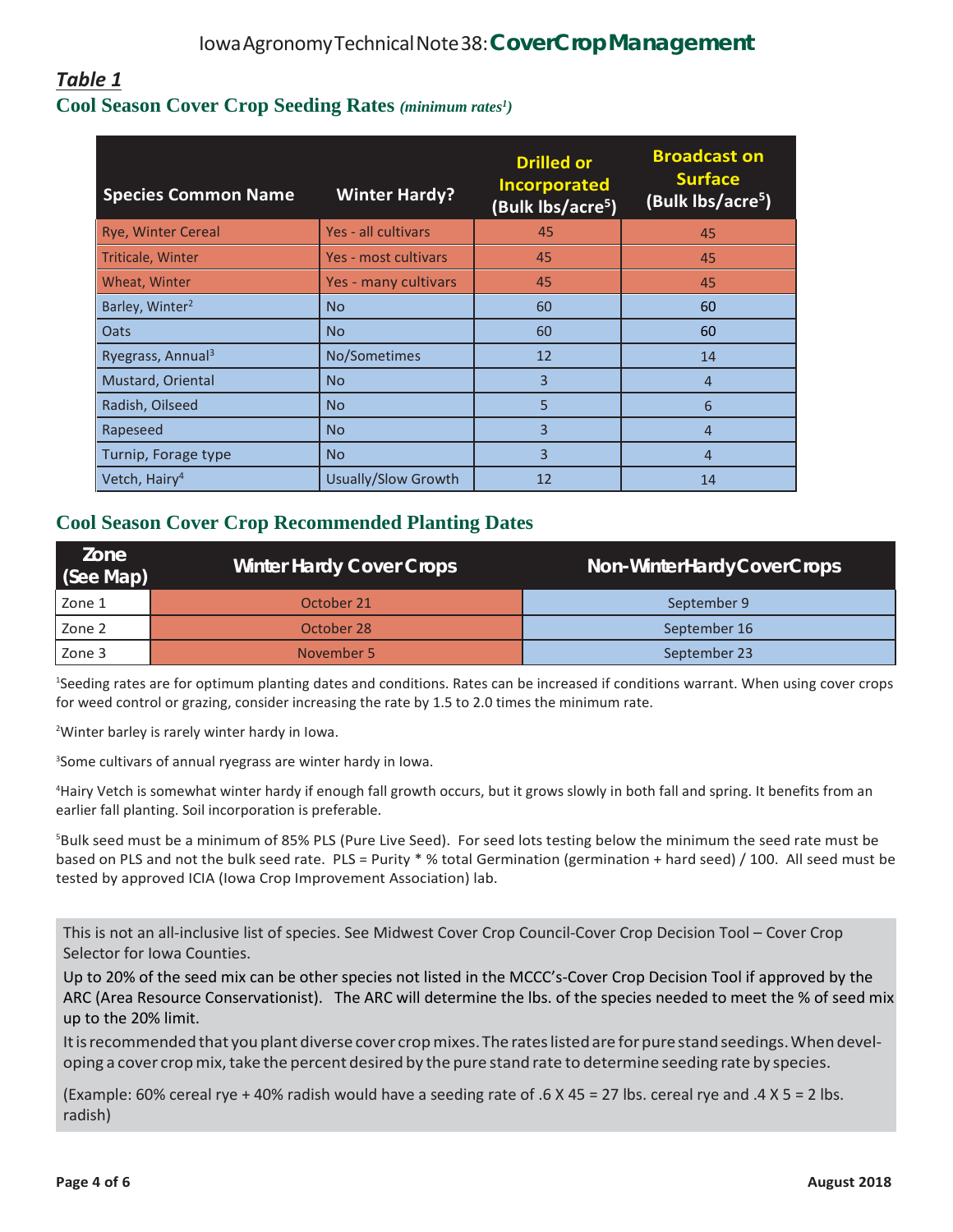## *Table 1*

### Cool Season Cover Crop Seeding Rates *(minimum rates[1])*

| Species Common Name | Winter Hardy? | Drilled or Incorporated (Bulk lbs/acre[5]) | Broadcast on Surface (Bulk lbs/acre[5]) |
|---|---|---|---|
| Rye, Winter Cereal | Yes - all cultivars | 45 | 45 |
| Triticale, Winter | Yes - most cultivars | 45 | 45 |
| Wheat, Winter | Yes - many cultivars | 45 | 45 |
| Barley, Winter[2] | No | 60 | 60 |
| Oats | No | 60 | 60 |
| Ryegrass, Annual[3] | No/Sometimes | 12 | 14 |
| Mustard, Oriental | No | 3 | 4 |
| Radish, Oilseed | No | 5 | 6 |
| Rapeseed | No | 3 | 4 |
| Turnip, Forage type | No | 3 | 4 |
| Vetch, Hairy[4] | Usually/Slow Growth | 12 | 14 |

### Cool Season Cover Crop Recommended Planting Dates

| Zone (See Map) | Winter Hardy Cover Crops | Non-Winter Hardy Cover Crops |
|---|---|---|
| Zone 1 | October 21 | September 9 |
| Zone 2 | October 28 | September 16 |
| Zone 3 | November 5 | September 23 |

[1]Seeding rates are for optimum planting dates and conditions. Rates can be increased if conditions warrant. When using cover crops for weed control or grazing, consider increasing the rate by 1.5 to 2.0 times the minimum rate.

[2]Winter barley is rarely winter hardy in Iowa.

[3]Some cultivars of annual ryegrass are winter hardy in Iowa.

[4]Hairy Vetch is somewhat winter hardy if enough fall growth occurs, but it grows slowly in both fall and spring. It benefits from an earlier fall planting. Soil incorporation is preferable.

[5]Bulk seed must be a minimum of 85% PLS (Pure Live Seed). For seed lots testing below the minimum the seed rate must be based on PLS and not the bulk seed rate. PLS = Purity * % total Germination (germination + hard seed) / 100. All seed must be tested by approved ICIA (Iowa Crop Improvement Association) lab.

This is not an all-inclusive list of species. See Midwest Cover Crop Council-Cover Crop Decision Tool – Cover Crop Selector for Iowa Counties.

Up to 20% of the seed mix can be other species not listed in the MCCC's-Cover Crop Decision Tool if approved by the ARC (Area Resource Conservationist). The ARC will determine the lbs. of the species needed to meet the % of seed mix up to the 20% limit.

It is recommended that you plant diverse cover crop mixes. The rates listed are for pure stand seedings. When developing a cover crop mix, take the percent desired by the pure stand rate to determine seeding rate by species.

(Example: 60% cereal rye + 40% radish would have a seeding rate of .6 X 45 = 27 lbs. cereal rye and .4 X 5 = 2 lbs. radish)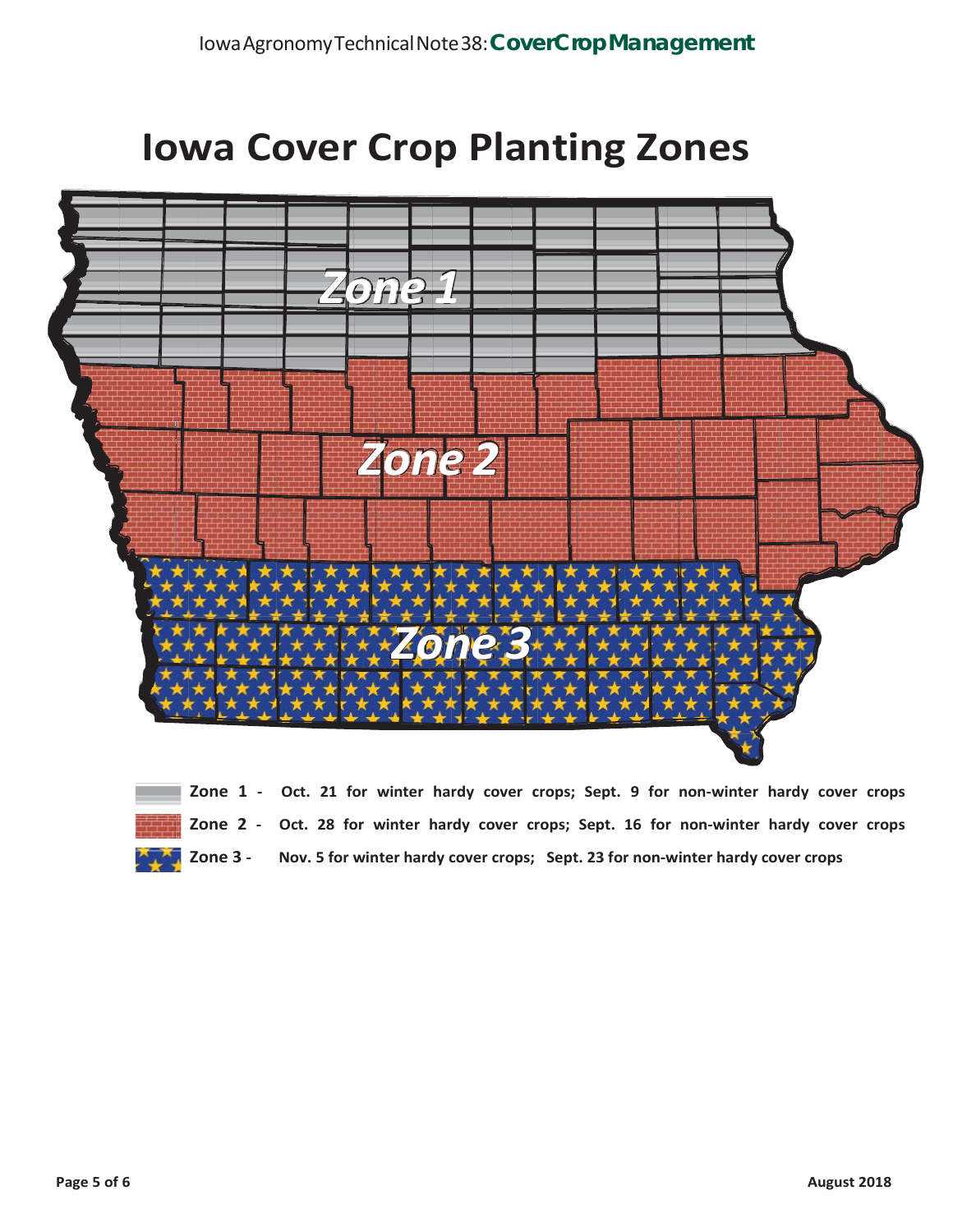# Iowa Cover Crop Planting Zones

Zone 1

Zone 2

Zone 3

**Zone 1 - Oct. 21 for winter hardy cover crops; Sept. 9 for non-winter hardy cover crops**

**Zone 2 - Oct. 28 for winter hardy cover crops; Sept. 16 for non-winter hardy cover crops**

**Zone 3 - Nov. 5 for winter hardy cover crops; Sept. 23 for non-winter hardy cover crops**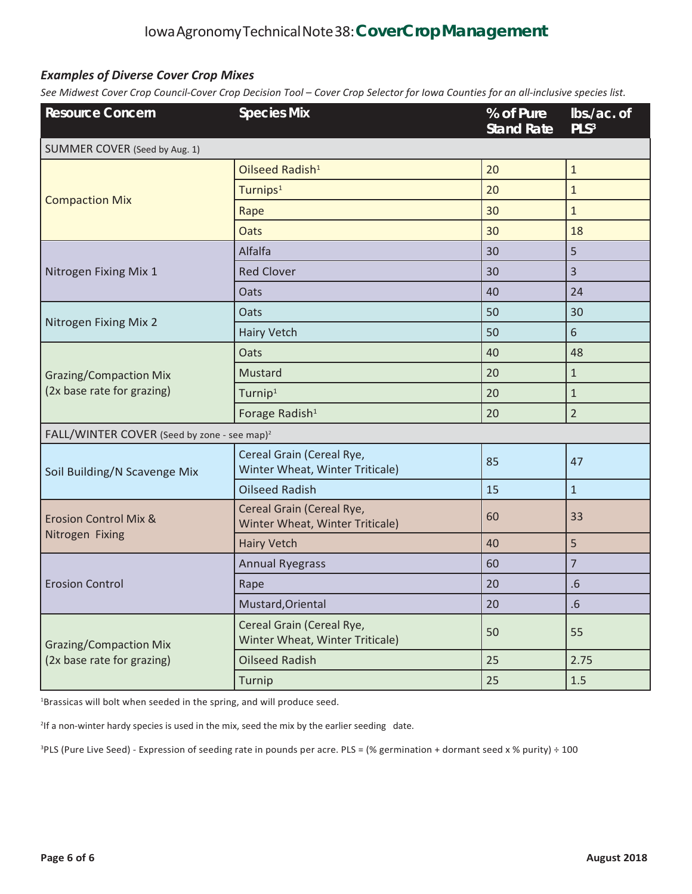### *Examples of Diverse Cover Crop Mixes*

*See Midwest Cover Crop Council-Cover Crop Decision Tool – Cover Crop Selector for Iowa Counties for an all-inclusive species list.*

| Resource Concern | Species Mix | % of Pure Stand Rate | lbs./ac. of PLS[3] |
|---|---|---|---|
| SUMMER COVER (Seed by Aug. 1) | | | |
| Compaction Mix | Oilseed Radish[1] | 20 | 1 |
| | Turnips[1] | 20 | 1 |
| | Rape | 30 | 1 |
| | Oats | 30 | 18 |
| Nitrogen Fixing Mix 1 | Alfalfa | 30 | 5 |
| | Red Clover | 30 | 3 |
| | Oats | 40 | 24 |
| Nitrogen Fixing Mix 2 | Oats | 50 | 30 |
| | Hairy Vetch | 50 | 6 |
| Grazing/Compaction Mix (2x base rate for grazing) | Oats | 40 | 48 |
| | Mustard | 20 | 1 |
| | Turnip[1] | 20 | 1 |
| | Forage Radish[1] | 20 | 2 |
| FALL/WINTER COVER (Seed by zone - see map)[2] | | | |
| Soil Building/N Scavenge Mix | Cereal Grain (Cereal Rye, Winter Wheat, Winter Triticale) | 85 | 47 |
| | Oilseed Radish | 15 | 1 |
| Erosion Control Mix & Nitrogen Fixing | Cereal Grain (Cereal Rye, Winter Wheat, Winter Triticale) | 60 | 33 |
| | Hairy Vetch | 40 | 5 |
| Erosion Control | Annual Ryegrass | 60 | 7 |
| | Rape | 20 | .6 |
| | Mustard,Oriental | 20 | .6 |
| Grazing/Compaction Mix (2x base rate for grazing) | Cereal Grain (Cereal Rye, Winter Wheat, Winter Triticale) | 50 | 55 |
| | Oilseed Radish | 25 | 2.75 |
| | Turnip | 25 | 1.5 |

[1]Brassicas will bolt when seeded in the spring, and will produce seed.

[2]If a non-winter hardy species is used in the mix, seed the mix by the earlier seeding date.

[3]PLS (Pure Live Seed) - Expression of seeding rate in pounds per acre. PLS = (% germination + dormant seed x % purity) ÷ 100